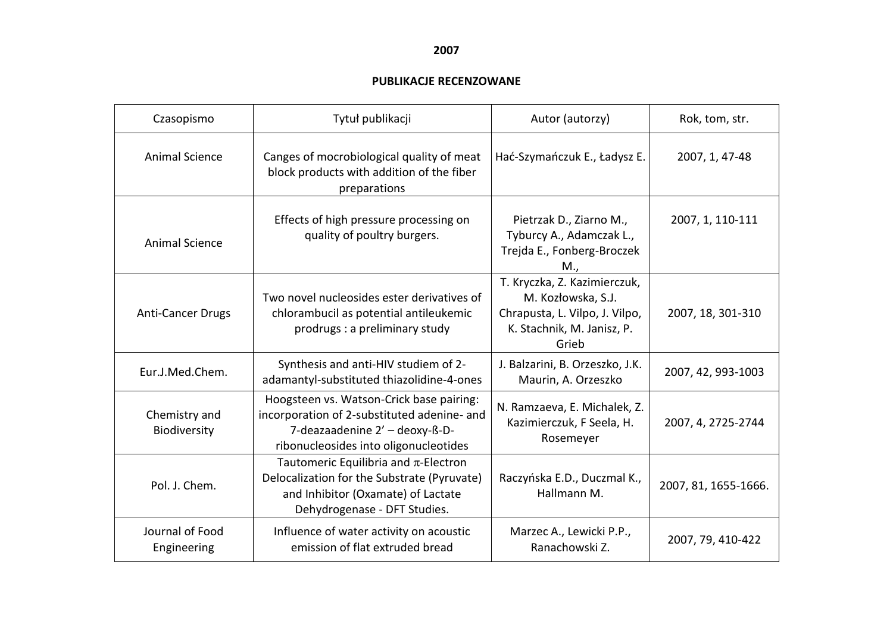# 2007

## PUBLIKACJE RECENZOWANE

| Czasopismo | Tytuł publikacji | Autor (autorzy) | Rok, tom, str. |
|---|---|---|---|
| Animal Science | Canges of mocrobiological quality of meat block products with addition of the fiber preparations | Hać-Szymańczuk E., Ładysz E. | 2007, 1, 47-48 |
| Animal Science | Effects of high pressure processing on quality of poultry burgers. | Pietrzak D., Ziarno M., Tyburcy A., Adamczak L., Trejda E., Fonberg-Broczek M., | 2007, 1, 110-111 |
| Anti-Cancer Drugs | Two novel nucleosides ester derivatives of chlorambucil as potential antileukemic prodrugs : a preliminary study | T. Kryczka, Z. Kazimierczuk, M. Kozłowska, S.J. Chrapusta, L. Vilpo, J. Vilpo, K. Stachnik, M. Janisz, P. Grieb | 2007, 18, 301-310 |
| Eur.J.Med.Chem. | Synthesis and anti-HIV studiem of 2-adamantyl-substituted thiazolidine-4-ones | J. Balzarini, B. Orzeszko, J.K. Maurin, A. Orzeszko | 2007, 42, 993-1003 |
| Chemistry and Biodiversity | Hoogsteen vs. Watson-Crick base pairing: incorporation of 2-substituted adenine- and 7-deazaadenine 2' – deoxy-ß-D-ribonucleosides into oligonucleotides | N. Ramzaeva, E. Michalek, Z. Kazimierczuk, F Seela, H. Rosemeyer | 2007, 4, 2725-2744 |
| Pol. J. Chem. | Tautomeric Equilibria and $\pi$-Electron Delocalization for the Substrate (Pyruvate) and Inhibitor (Oxamate) of Lactate Dehydrogenase - DFT Studies. | Raczyńska E.D., Duczmal K., Hallmann M. | 2007, 81, 1655-1666. |
| Journal of Food Engineering | Influence of water activity on acoustic emission of flat extruded bread | Marzec A., Lewicki P.P., Ranachowski Z. | 2007, 79, 410-422 |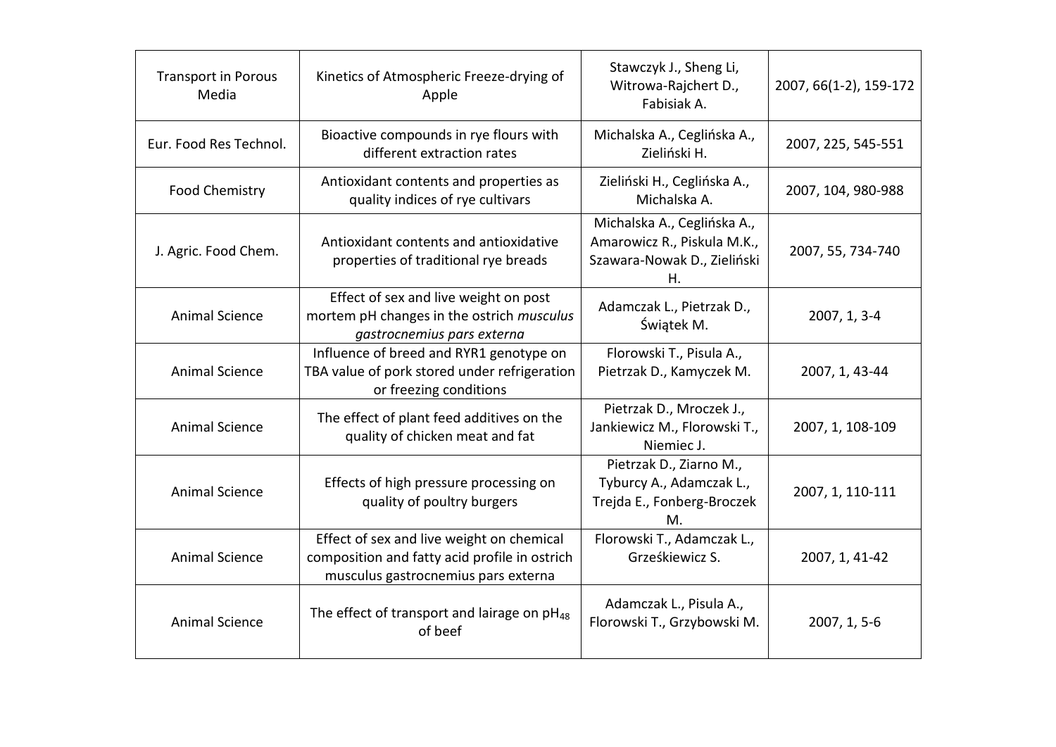| Transport in Porous Media | Kinetics of Atmospheric Freeze-drying of Apple | Stawczyk J., Sheng Li, Witrowa-Rajchert D., Fabisiak A. | 2007, 66(1-2), 159-172 |
|---|---|---|---|
| Eur. Food Res Technol. | Bioactive compounds in rye flours with different extraction rates | Michalska A., Eeglińska A., Zieliński H. | 2007, 225, 545-551 |
| Food Chemistry | Antioxidant contents and properties as quality indices of rye cultivars | Zieliński H., Ceglińska A., Michalska A. | 2007, 104, 980-988 |
| J. Agric. Food Chem. | Antioxidant contents and antioxidative properties of traditional rye breads | Michalska A., Ceglińska A., Amarowicz R., Piskula M.K., Szawara-Nowak D., Zieliński H. | 2007, 55, 734-740 |
| Animal Science | Effect of sex and live weight on post mortem pH changes in the ostrich *musculus gastrocnemius pars externa* | Adamczak L., Pietrzak D., Świątek M. | 2007, 1, 3-4 |
| Animal Science | Influence of breed and RYR1 genotype on TBA value of pork stored under refrigeration or freezing conditions | Florowski T., Pisula A., Pietrzak D., Kamyczek M. | 2007, 1, 43-44 |
| Animal Science | The effect of plant feed additives on the quality of chicken meat and fat | Pietrzak D., Mroczek J., Jankiewicz M., Florowski T., Niemiec J. | 2007, 1, 108-109 |
| Animal Science | Effects of high pressure processing on quality of poultry burgers | Pietrzak D., Ziarno M., Tyburcy A., Adamczak L., Trejda E., Fonberg-Broczek M. | 2007, 1, 110-111 |
| Animal Science | Effect of sex and live weight on chemical composition and fatty acid profile in ostrich musculus gastrocnemius pars externa | Florowski T., Adamczak L., Grześkiewicz S. | 2007, 1, 41-42 |
| Animal Science | The effect of transport and lairage on $pH_{48}$ of beef | Adamczak L., Pisula A., Florowski T., Grzybowski M. | 2007, 1, 5-6 |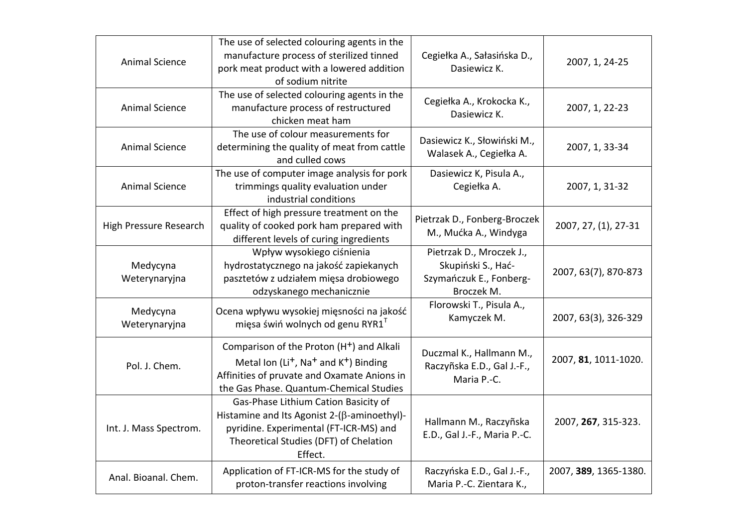| | | | |
|---|---|---|---|
| Animal Science | The use of selected colouring agents in the manufacture process of sterilized tinned pork meat product with a lowered addition of sodium nitrite | Cegiełka A., Sałasińska D., Dasiewicz K. | 2007, 1, 24-25 |
| Animal Science | The use of selected colouring agents in the manufacture process of restructured chicken meat ham | Cegiełka A., Krokocka K., Dasiewicz K. | 2007, 1, 22-23 |
| Animal Science | The use of colour measurements for determining the quality of meat from cattle and culled cows | Dasiewicz K., Słowiński M., Walasek A., Cegiełka A. | 2007, 1, 33-34 |
| Animal Science | The use of computer image analysis for pork trimmings quality evaluation under industrial conditions | Dasiewicz K, Pisula A., Cegiełka A. | 2007, 1, 31-32 |
| High Pressure Research | Effect of high pressure treatment on the quality of cooked pork ham prepared with different levels of curing ingredients | Pietrzak D., Fonberg-Broczek M., Mućka A., Windyga | 2007, 27, (1), 27-31 |
| Medycyna Weterynaryjna | Wpływ wysokiego ciśnienia hydrostatycznego na jakość zapiekanych pasztetów z udziałem mięsa drobiowego odzyskanego mechanicznie | Pietrzak D., Mroczek J., Skupiński S., Hać-Szymańczuk E., Fonberg-Broczek M. | 2007, 63(7), 870-873 |
| Medycyna Weterynaryjna | Ocena wpływu wysokiej mięsności na jakość mięsa świń wolnych od genu $RYR1^T$ | Florowski T., Pisula A., Kamyczek M. | 2007, 63(3), 326-329 |
| Pol. J. Chem. | Comparison of the Proton ($H^+$) and Alkali Metal Ion ($Li^+$, $Na^+$ and $K^+$) Binding Affinities of pruvate and Oxamate Anions in the Gas Phase. Quantum-Chemical Studies | Duczmal K., Hallmann M., Raczyńska E.D., Gal J.-F., Maria P.-C. | 2007, **81**, 1011-1020. |
| Int. J. Mass Spectrom. | Gas-Phase Lithium Cation Basicity of Histamine and Its Agonist 2-(β-aminoethyl)-pyridine. Experimental (FT-ICR-MS) and Theoretical Studies (DFT) of Chelation Effect. | Hallmann M., Raczyńska E.D., Gal J.-F., Maria P.-C. | 2007, **267**, 315-323. |
| Anal. Bioanal. Chem. | Application of FT-ICR-MS for the study of proton-transfer reactions involving | Raczyńska E.D., Gal J.-F., Maria P.-C. Zientara K., | 2007, **389**, 1365-1380. |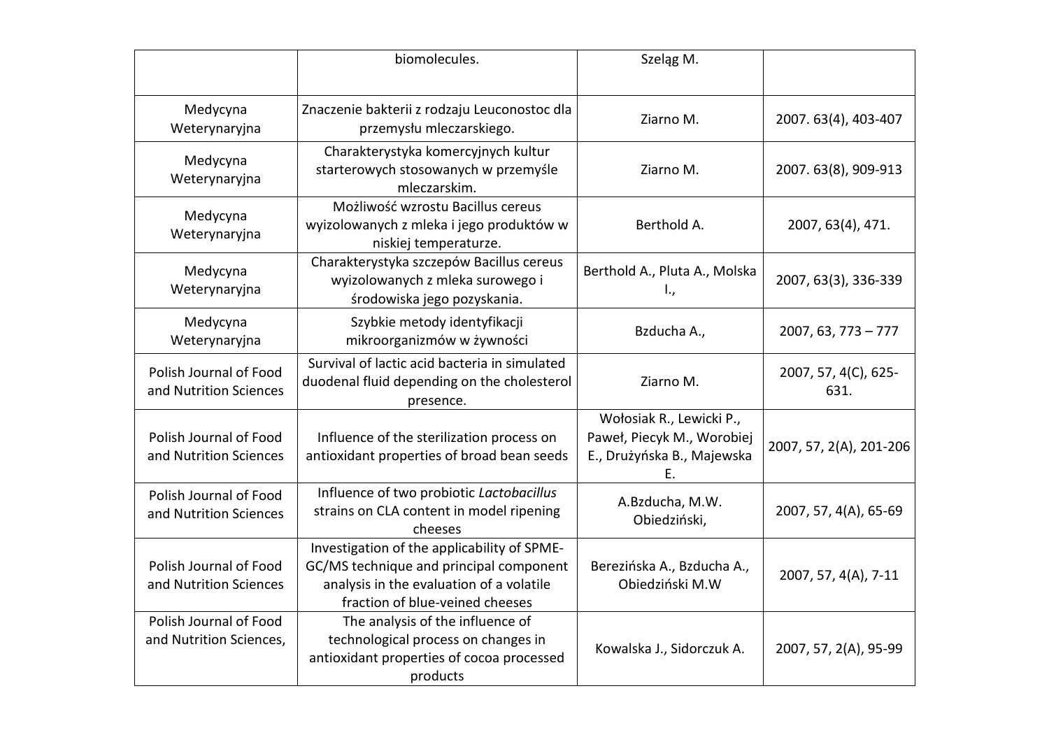| | | | |
|---|---|---|---|
| | biomolecules. | Szeląg M. | |
| Medycyna Weterynaryjna | Znaczenie bakterii z rodzaju Leuconostoc dla przemysłu mleczarskiego. | Ziarno M. | 2007. 63(4), 403-407 |
| Medycyna Weterynaryjna | Charakterystyka komercyjnych kultur starterowych stosowanych w przemyśle mleczarskim. | Ziarno M. | 2007. 63(8), 909-913 |
| Medycyna Weterynaryjna | Możliwość wzrostu Bacillus cereus wyizolowanych z mleka i jego produktów w niskiej temperaturze. | Berthold A. | 2007, 63(4), 471. |
| Medycyna Weterynaryjna | Charakterystyka szczepów Bacillus cereus wyizolowanych z mleka surowego i środowiska jego pozyskania. | Berthold A., Pluta A., Molska I., | 2007, 63(3), 336-339 |
| Medycyna Weterynaryjna | Szybkie metody identyfikacji mikroorganizmów w żywności | Bzducha A., | 2007, 63, 773 – 777 |
| Polish Journal of Food and Nutrition Sciences | Survival of lactic acid bacteria in simulated duodenal fluid depending on the cholesterol presence. | Ziarno M. | 2007, 57, 4(C), 625-631. |
| Polish Journal of Food and Nutrition Sciences | Influence of the sterilization process on antioxidant properties of broad bean seeds | Wołosiak R., Lewicki P., Paweł, Piecyk M., Worobiej E., Drużyńska B., Majewska E. | 2007, 57, 2(A), 201-206 |
| Polish Journal of Food and Nutrition Sciences | Influence of two probiotic *Lactobacillus* strains on CLA content in model ripening cheeses | A.Bzducha, M.W. Obiedziński, | 2007, 57, 4(A), 65-69 |
| Polish Journal of Food and Nutrition Sciences | Investigation of the applicability of SPME-GC/MS technique and principal component analysis in the evaluation of a volatile fraction of blue-veined cheeses | Berezińska A., Bzducha A., Obiedziński M.W | 2007, 57, 4(A), 7-11 |
| Polish Journal of Food and Nutrition Sciences, | The analysis of the influence of technological process on changes in antioxidant properties of cocoa processed products | Kowalska J., Sidorczuk A. | 2007, 57, 2(A), 95-99 |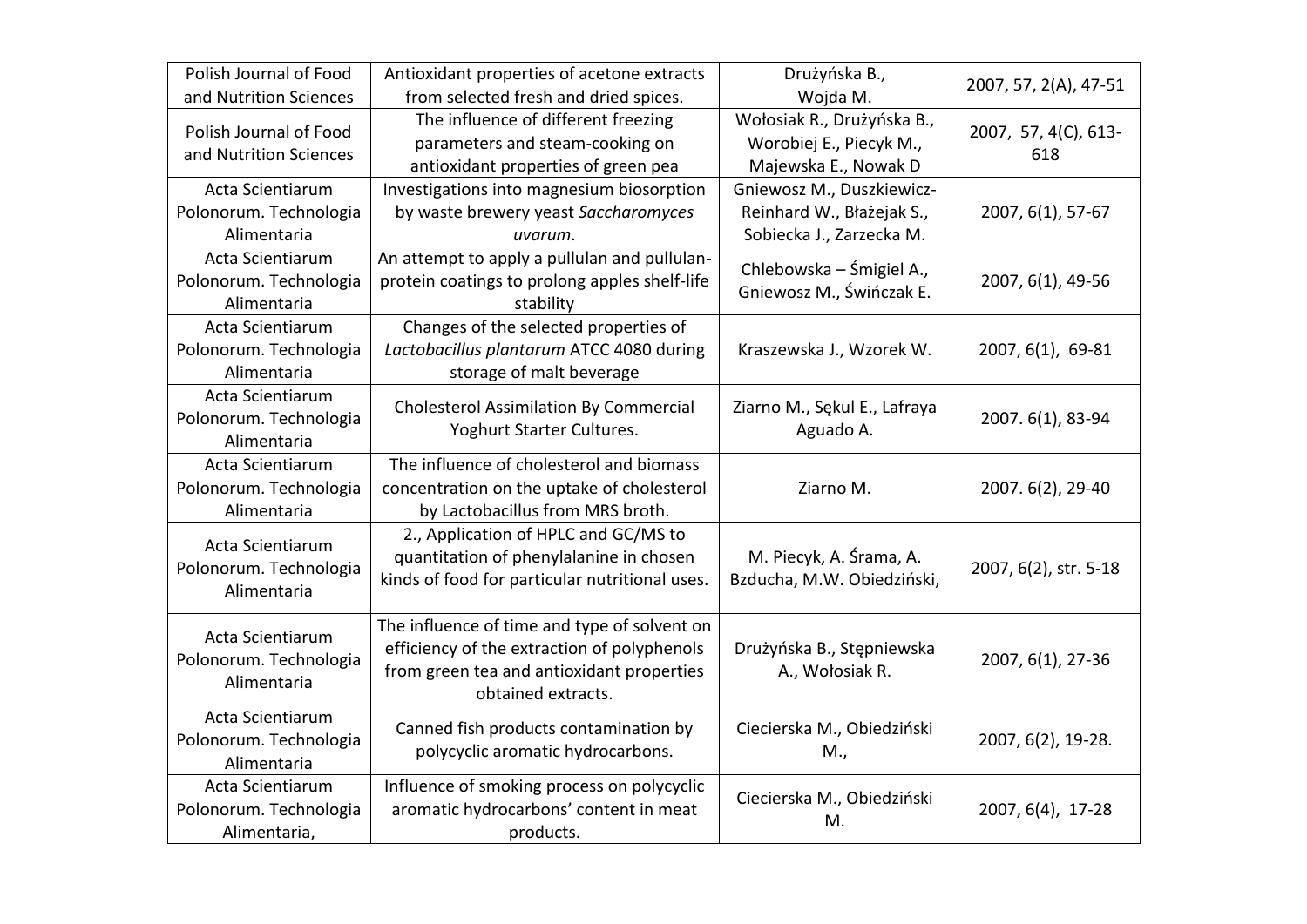| Polish Journal of Food and Nutrition Sciences | Antioxidant properties of acetone extracts from selected fresh and dried spices. | Drużyńska B., Wojda M. | 2007, 57, 2(A), 47-51 |
|---|---|---|---|
| Polish Journal of Food and Nutrition Sciences | The influence of different freezing parameters and steam-cooking on antioxidant properties of green pea | Wołosiak R., Drużyńska B., Worobiej E., Piecyk M., Majewska E., Nowak D | 2007, 57, 4(C), 613-618 |
| Acta Scientiarum Polonorum. Technologia Alimentaria | Investigations into magnesium biosorption by waste brewery yeast *Saccharomyces uvarum*. | Gniewosz M., Duszkiewicz-Reinhard W., Błażejak S., Sobiecka J., Zarzecka M. | 2007, 6(1), 57-67 |
| Acta Scientiarum Polonorum. Technologia Alimentaria | An attempt to apply a pullulan and pullulan-protein coatings to prolong apples shelf-life stability | Chlebowska – Śmigiel A., Gniewosz M., Świńczak E. | 2007, 6(1), 49-56 |
| Acta Scientiarum Polonorum. Technologia Alimentaria | Changes of the selected properties of *Lactobacillus plantarum* ATCC 4080 during storage of malt beverage | Kraszewska J., Wzorek W. | 2007, 6(1), 69-81 |
| Acta Scientiarum Polonorum. Technologia Alimentaria | Cholesterol Assimilation By Commercial Yoghurt Starter Cultures. | Ziarno M., Sękul E., Lafraya Aguado A. | 2007. 6(1), 83-94 |
| Acta Scientiarum Polonorum. Technologia Alimentaria | The influence of cholesterol and biomass concentration on the uptake of cholesterol by Lactobacillus from MRS broth. | Ziarno M. | 2007. 6(2), 29-40 |
| Acta Scientiarum Polonorum. Technologia Alimentaria | 2., Application of HPLC and GC/MS to quantitation of phenylalanine in chosen kinds of food for particular nutritional uses. | M. Piecyk, A. Śrama, A. Bzducha, M.W. Obiedziński, | 2007, 6(2), str. 5-18 |
| Acta Scientiarum Polonorum. Technologia Alimentaria | The influence of time and type of solvent on efficiency of the extraction of polyphenols from green tea and antioxidant properties obtained extracts. | Drużyńska B., Stępniewska A., Wołosiak R. | 2007, 6(1), 27-36 |
| Acta Scientiarum Polonorum. Technologia Alimentaria | Canned fish products contamination by polycyclic aromatic hydrocarbons. | Ciecierska M., Obiedziński M., | 2007, 6(2), 19-28. |
| Acta Scientiarum Polonorum. Technologia Alimentaria, | Influence of smoking process on polycyclic aromatic hydrocarbons' content in meat products. | Ciecierska M., Obiedziński M. | 2007, 6(4), 17-28 |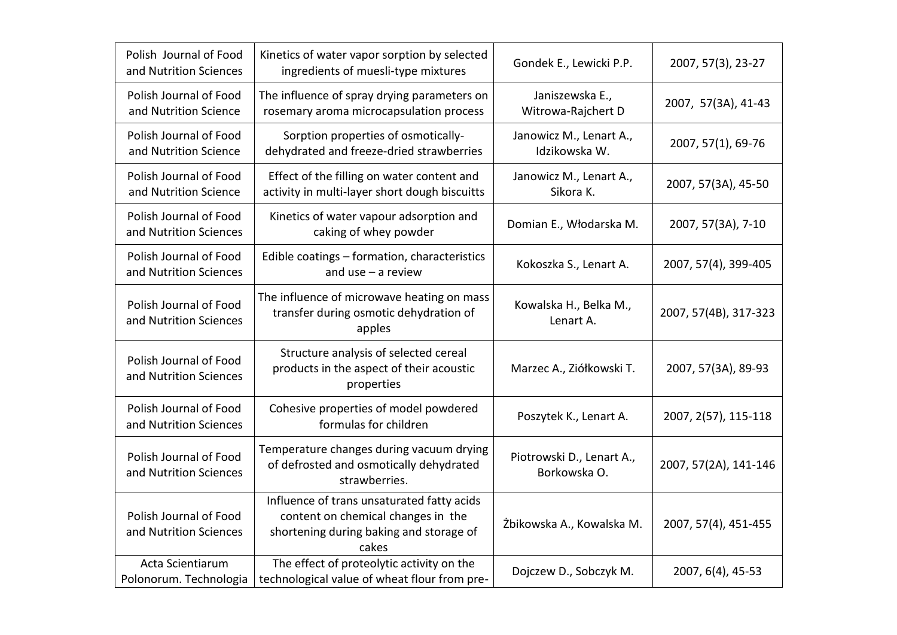| Polish Journal of Food and Nutrition Sciences | Kinetics of water vapor sorption by selected ingredients of muesli-type mixtures | Gondek E., Lewicki P.P. | 2007, 57(3), 23-27 |
|---|---|---|---|
| Polish Journal of Food and Nutrition Science | The influence of spray drying parameters on rosemary aroma microcapsulation process | Janiszewska E., Witrowa-Rajchert D | 2007, 57(3A), 41-43 |
| Polish Journal of Food and Nutrition Science | Sorption properties of osmotically-dehydrated and freeze-dried strawberries | Janowicz M., Lenart A., Idzikowska W. | 2007, 57(1), 69-76 |
| Polish Journal of Food and Nutrition Science | Effect of the filling on water content and activity in multi-layer short dough biscuitts | Janowicz M., Lenart A., Sikora K. | 2007, 57(3A), 45-50 |
| Polish Journal of Food and Nutrition Sciences | Kinetics of water vapour adsorption and caking of whey powder | Domian E., Włodarska M. | 2007, 57(3A), 7-10 |
| Polish Journal of Food and Nutrition Sciences | Edible coatings – formation, characteristics and use – a review | Kokoszka S., Lenart A. | 2007, 57(4), 399-405 |
| Polish Journal of Food and Nutrition Sciences | The influence of microwave heating on mass transfer during osmotic dehydration of apples | Kowalska H., Belka M., Lenart A. | 2007, 57(4B), 317-323 |
| Polish Journal of Food and Nutrition Sciences | Structure analysis of selected cereal products in the aspect of their acoustic properties | Marzec A., Ziółkowski T. | 2007, 57(3A), 89-93 |
| Polish Journal of Food and Nutrition Sciences | Cohesive properties of model powdered formulas for children | Poszytek K., Lenart A. | 2007, 2(57), 115-118 |
| Polish Journal of Food and Nutrition Sciences | Temperature changes during vacuum drying of defrosted and osmotically dehydrated strawberries. | Piotrowski D., Lenart A., Borkowska O. | 2007, 57(2A), 141-146 |
| Polish Journal of Food and Nutrition Sciences | Influence of trans unsaturated fatty acids content on chemical changes in the shortening during baking and storage of cakes | Żbikowska A., Kowalska M. | 2007, 57(4), 451-455 |
| Acta Scientiarum Polonorum. Technologia | The effect of proteolytic activity on the technological value of wheat flour from pre- | Dojczew D., Sobczyk M. | 2007, 6(4), 45-53 |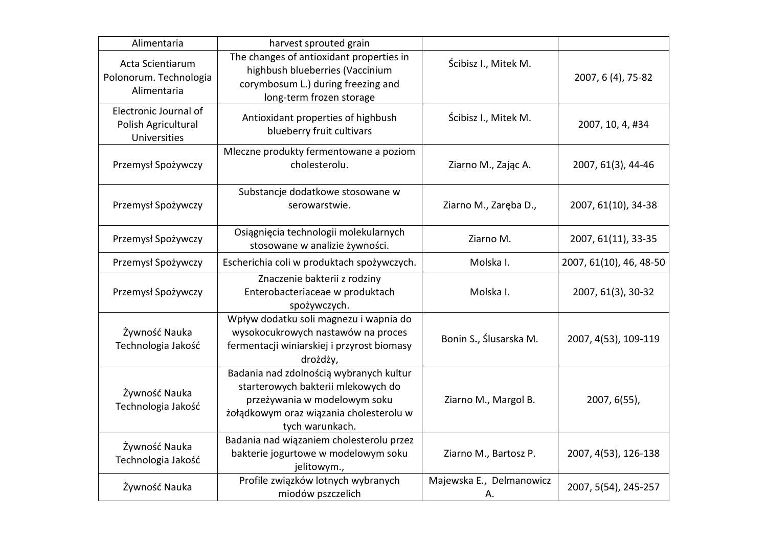| | | | |
|---|---|---|---|
| Alimentaria | harvest sprouted grain | | |
| Acta Scientiarum Polonorum. Technologia Alimentaria | The changes of antioxidant properties in highbush blueberries (Vaccinium corymbosum L.) during freezing and long-term frozen storage | Ścibisz I., Mitek M. | 2007, 6 (4), 75-82 |
| Electronic Journal of Polish Agricultural Universities | Antioxidant properties of highbush blueberry fruit cultivars | Ścibisz I., Mitek M. | 2007, 10, 4, #34 |
| Przemysł Spożywczy | Mleczne produkty fermentowane a poziom cholesterolu. | Ziarno M., Zając A. | 2007, 61(3), 44-46 |
| Przemysł Spożywczy | Substancje dodatkowe stosowane w serowarstwie. | Ziarno M., Zaręba D., | 2007, 61(10), 34-38 |
| Przemysł Spożywczy | Osiągnięcia technologii molekularnych stosowane w analizie żywności. | Ziarno M. | 2007, 61(11), 33-35 |
| Przemysł Spożywczy | Escherichia coli w produktach spożywczych. | Molska I. | 2007, 61(10), 46, 48-50 |
| Przemysł Spożywczy | Znaczenie bakterii z rodziny Enterobacteriaceae w produktach spożywczych. | Molska I. | 2007, 61(3), 30-32 |
| Żywność Nauka Technologia Jakość | Wpływ dodatku soli magnezu i wapnia do wysokocukrowych nastawów na proces fermentacji winiarskiej i przyrost biomasy drożdży, | Bonin S**.**, Ślusarska M. | 2007, 4(53), 109-119 |
| Żywność Nauka Technologia Jakość | Badania nad zdolnością wybranych kultur starterowych bakterii mlekowych do przeżywania w modelowym soku żołądkowym oraz wiązania cholesterolu w tych warunkach. | Ziarno M., Margol B. | 2007, 6(55), |
| Żywność Nauka Technologia Jakość | Badania nad wiązaniem cholesterolu przez bakterie jogurtowe w modelowym soku jelitowym., | Ziarno M., Bartosz P. | 2007, 4(53), 126-138 |
| Żywność Nauka | Profile związków lotnych wybranych miodów pszczelich | Majewska E., Delmanowicz A. | 2007, 5(54), 245-257 |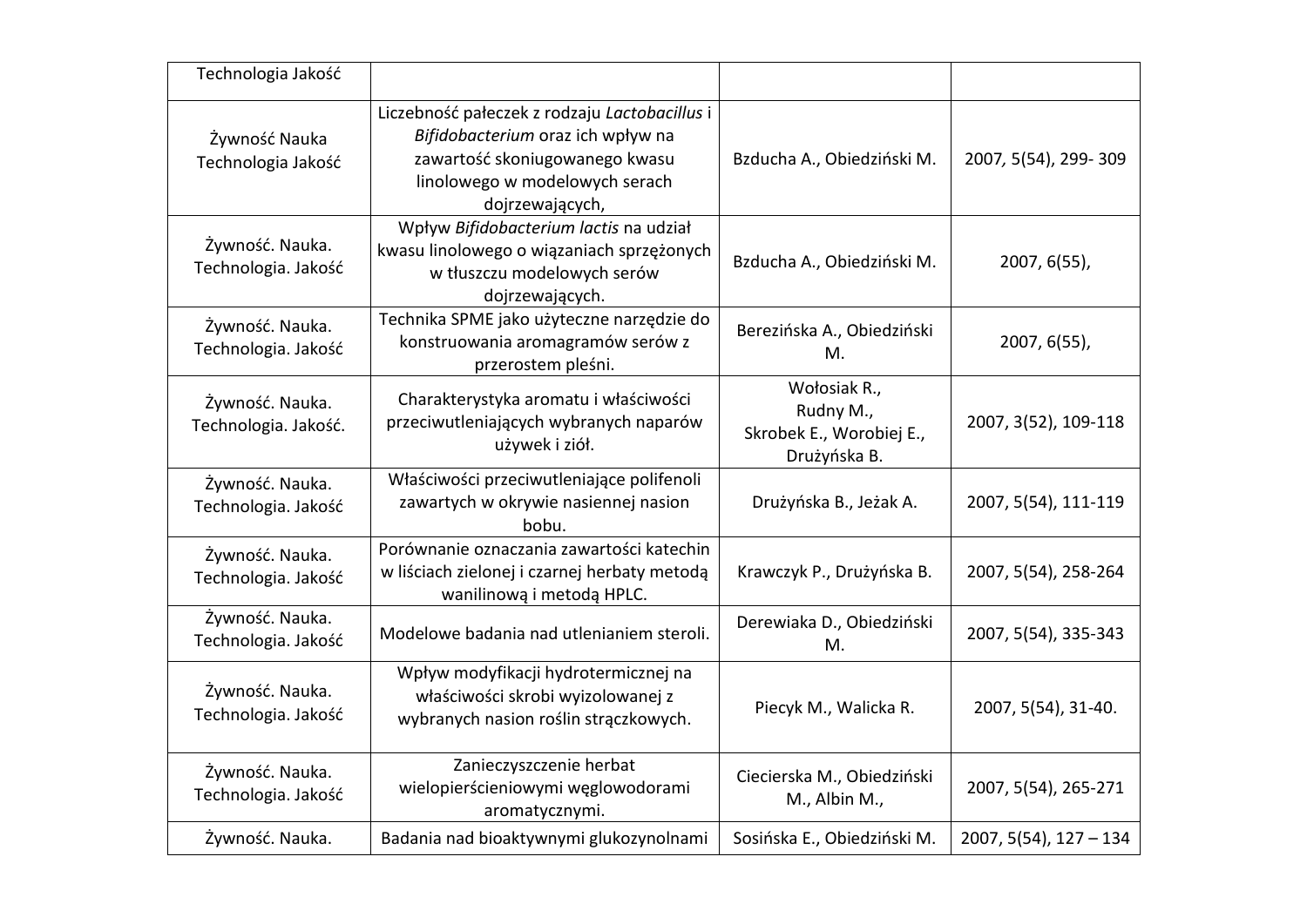| | | | |
|---|---|---|---|
| Technologia Jakość | | | |
| Żywność Nauka Technologia Jakość | Liczebność pałeczek z rodzaju *Lactobacillus* i *Bifidobacterium* oraz ich wpływ na zawartość skoniugowanego kwasu linolowego w modelowych serach dojrzewających, | Bzducha A., Obiedziński M. | 2007, 5(54), 299- 309 |
| Żywność. Nauka. Technologia. Jakość | Wpływ *Bifidobacterium lactis* na udział kwasu linolowego o wiązaniach sprzężonych w tłuszczu modelowych serów dojrzewających. | Bzducha A., Obiedziński M. | 2007, 6(55), |
| Żywność. Nauka. Technologia. Jakość | Technika SPME jako użyteczne narzędzie do konstruowania aromagramów serów z przerostem pleśni. | Berezińska A., Obiedziński M. | 2007, 6(55), |
| Żywność. Nauka. Technologia. Jakość. | Charakterystyka aromatu i właściwości przeciwutleniających wybranych naparów używek i ziół. | Wołosiak R., Rudny M., Skrobek E., Worobiej E., Drużyńska B. | 2007, 3(52), 109-118 |
| Żywność. Nauka. Technologia. Jakość | Właściwości przeciwutleniające polifenoli zawartych w okrywie nasiennej nasion bobu. | Drużyńska B., Jeżak A. | 2007, 5(54), 111-119 |
| Żywność. Nauka. Technologia. Jakość | Porównanie oznaczania zawartości katechin w liściach zielonej i czarnej herbaty metodą wanilinową i metodą HPLC. | Krawczyk P., Drużyńska B. | 2007, 5(54), 258-264 |
| Żywność. Nauka. Technologia. Jakość | Modelowe badania nad utlenianiem steroli. | Derewiaka D., Obiedziński M. | 2007, 5(54), 335-343 |
| Żywność. Nauka. Technologia. Jakość | Wpływ modyfikacji hydrotermicznej na właściwości skrobi wyizolowanej z wybranych nasion roślin strączkowych. | Piecyk M., Walicka R. | 2007, 5(54), 31-40. |
| Żywność. Nauka. Technologia. Jakość | Zanieczyszczenie herbat wielopierścieniowymi węglowodorami aromatycznymi. | Ciecierska M., Obiedziński M., Albin M., | 2007, 5(54), 265-271 |
| Żywność. Nauka. | Badania nad bioaktywnymi glukozynolnami | Sosińska E., Obiedziński M. | 2007, 5(54), 127 – 134 |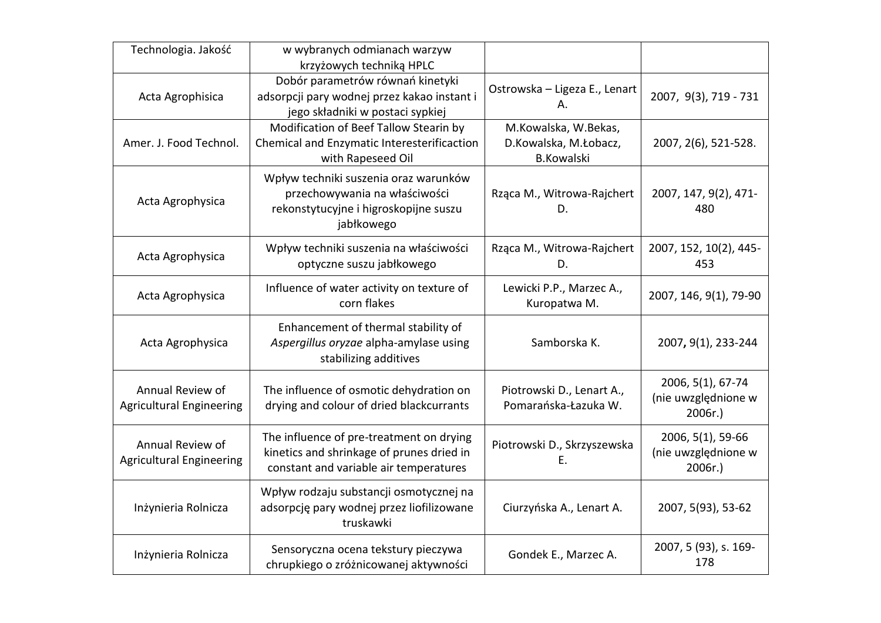| | | | |
|---|---|---|---|
| Technologia. Jakość | w wybranych odmianach warzyw krzyżowych techniką HPLC | | |
| Acta Agrophisica | Dobór parametrów równań kinetyki adsorpcji pary wodnej przez kakao instant i jego składniki w postaci sypkiej | Ostrowska – Ligeza E., Lenart A. | 2007, 9(3), 719 - 731 |
| Amer. J. Food Technol. | Modification of Beef Tallow Stearin by Chemical and Enzymatic Interesterificaction with Rapeseed Oil | M.Kowalska, W.Bekas, D.Kowalska, M.Łobacz, B.Kowalski | 2007, 2(6), 521-528. |
| Acta Agrophysica | Wpływ techniki suszenia oraz warunków przechowywania na właściwości rekonstytucyjne i higroskopijne suszu jabłkowego | Rząca M., Witrowa-Rajchert D. | 2007, 147, 9(2), 471-480 |
| Acta Agrophysica | Wpływ techniki suszenia na właściwości optyczne suszu jabłkowego | Rząca M., Witrowa-Rajchert D. | 2007, 152, 10(2), 445-453 |
| Acta Agrophysica | Influence of water activity on texture of corn flakes | Lewicki P.P., Marzec A., Kuropatwa M. | 2007, 146, 9(1), 79-90 |
| Acta Agrophysica | Enhancement of thermal stability of *Aspergillus oryzae* alpha-amylase using stabilizing additives | Samborska K. | 2007**,** 9(1), 233-244 |
| Annual Review of Agricultural Engineering | The influence of osmotic dehydration on drying and colour of dried blackcurrants | Piotrowski D., Lenart A., Pomarańska-Łazuka W. | 2006, 5(1), 67-74 (nie uwzględnione w 2006r.) |
| Annual Review of Agricultural Engineering | The influence of pre-treatment on drying kinetics and shrinkage of prunes dried in constant and variable air temperatures | Piotrowski D., Skrzyszewska E. | 2006, 5(1), 59-66 (nie uwzględnione w 2006r.) |
| Inżynieria Rolnicza | Wpływ rodzaju substancji osmotycznej na adsorpcję pary wodnej przez liofilizowane truskawki | Ciurzyńska A., Lenart A. | 2007, 5(93), 53-62 |
| Inżynieria Rolnicza | Sensoryczna ocena tekstury pieczywa chrupkiego o zróżnicowanej aktywności | Gondek E., Marzec A. | 2007, 5 (93), s. 169-178 |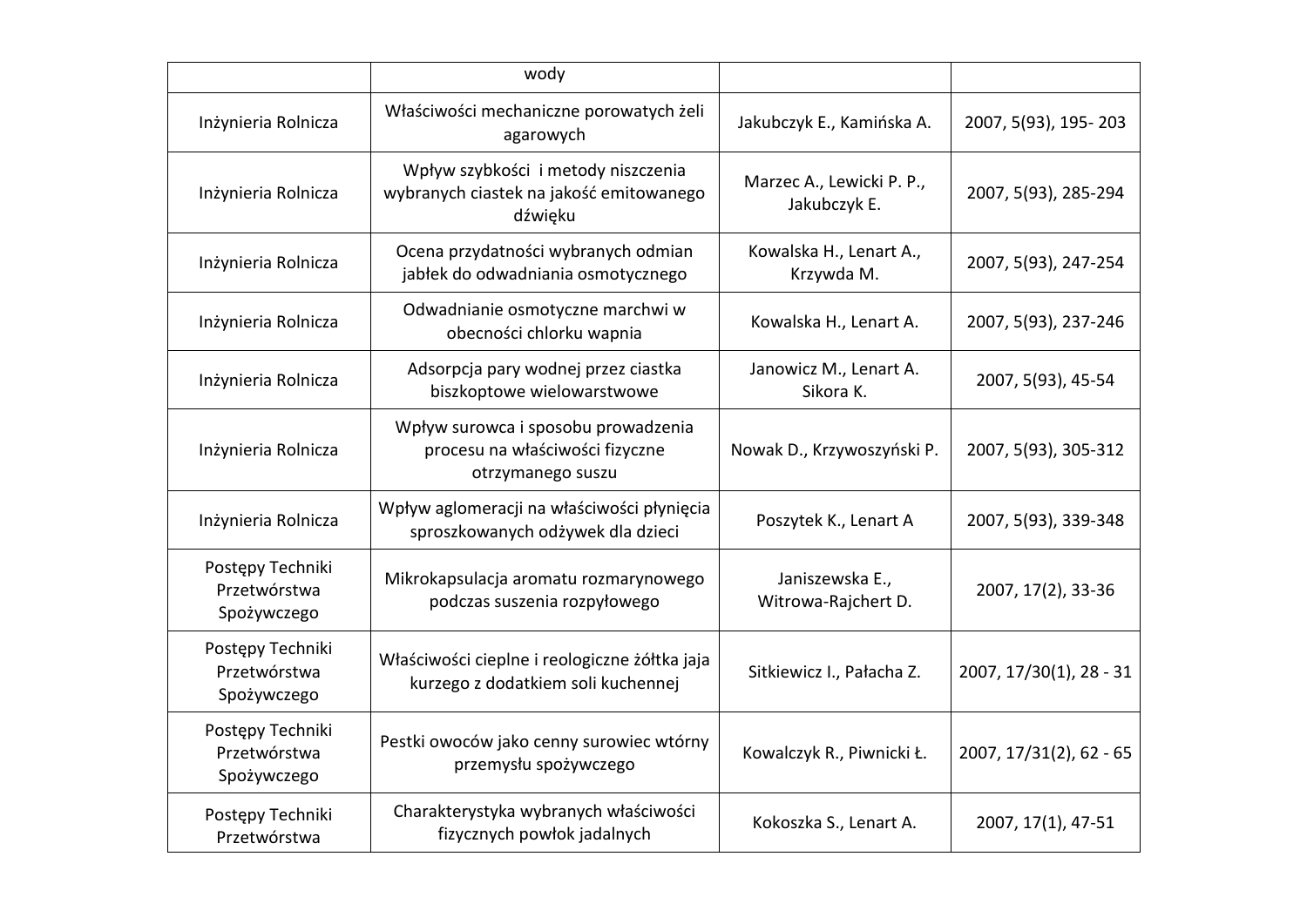| | wody | | |
|---|---|---|---|
| Inżynieria Rolnicza | Właściwości mechaniczne porowatych żeli agarowych | Jakubczyk E., Kamińska A. | 2007, 5(93), 195- 203 |
| Inżynieria Rolnicza | Wpływ szybkości  i metody niszczenia wybranych ciastek na jakość emitowanego dźwięku | Marzec A., Lewicki P. P., Jakubczyk E. | 2007, 5(93), 285-294 |
| Inżynieria Rolnicza | Ocena przydatności wybranych odmian jabłek do odwadniania osmotycznego | Kowalska H., Lenart A., Krzywda M. | 2007, 5(93), 247-254 |
| Inżynieria Rolnicza | Odwadnianie osmotyczne marchwi w obecności chlorku wapnia | Kowalska H., Lenart A. | 2007, 5(93), 237-246 |
| Inżynieria Rolnicza | Adsorpcja pary wodnej przez ciastka biszkoptowe wielowarstwowe | Janowicz M., Lenart A. Sikora K. | 2007, 5(93), 45-54 |
| Inżynieria Rolnicza | Wpływ surowca i sposobu prowadzenia procesu na właściwości fizyczne otrzymanego suszu | Nowak D., Krzywoszyński P. | 2007, 5(93), 305-312 |
| Inżynieria Rolnicza | Wpływ aglomeracji na właściwości płynięcia sproszkowanych odżywek dla dzieci | Poszytek K., Lenart A | 2007, 5(93), 339-348 |
| Postępy Techniki Przetwórstwa Spożywczego | Mikrokapsulacja aromatu rozmarynowego podczas suszenia rozpyłowego | Janiszewska E., Witrowa-Rajchert D. | 2007, 17(2), 33-36 |
| Postępy Techniki Przetwórstwa Spożywczego | Właściwości cieplne i reologiczne żółtka jaja kurzego z dodatkiem soli kuchennej | Sitkiewicz I., Pałacha Z. | 2007, 17/30(1), 28 - 31 |
| Postępy Techniki Przetwórstwa Spożywczego | Pestki owoców jako cenny surowiec wtórny przemysłu spożywczego | Kowalczyk R., Piwnicki Ł. | 2007, 17/31(2), 62 - 65 |
| Postępy Techniki Przetwórstwa | Charakterystyka wybranych właściwości fizycznych powłok jadalnych | Kokoszka S., Lenart A. | 2007, 17(1), 47-51 |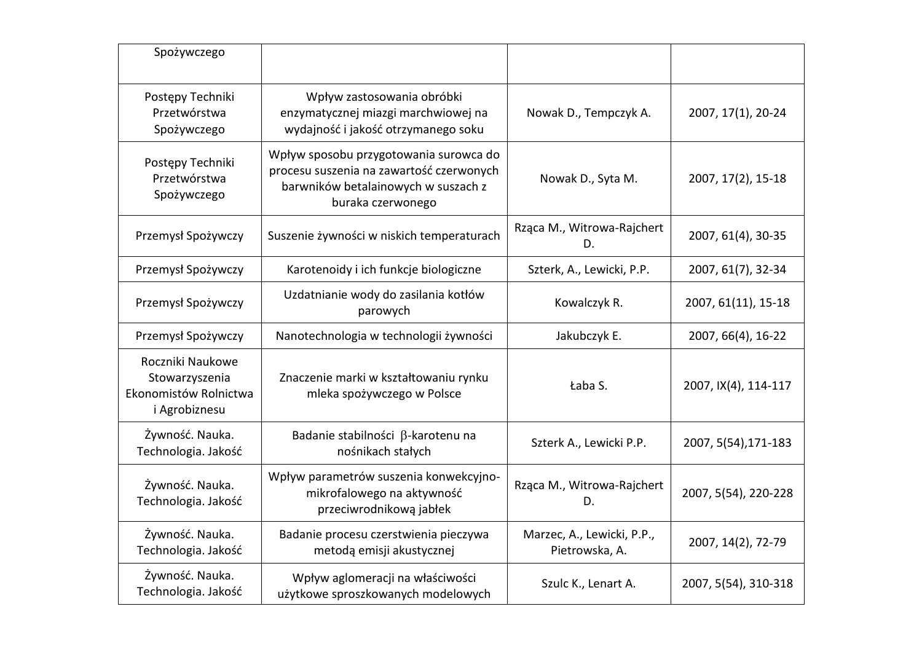| | | | |
|---|---|---|---|
| Spożywczego | | | |
| Postępy Techniki Przetwórstwa Spożywczego | Wpływ zastosowania obróbki enzymatycznej miazgi marchwiowej na wydajność i jakość otrzymanego soku | Nowak D., Tempczyk A. | 2007, 17(1), 20-24 |
| Postępy Techniki Przetwórstwa Spożywczego | Wpływ sposobu przygotowania surowca do procesu suszenia na zawartość czerwonych barwników betalainowych w suszach z buraka czerwonego | Nowak D., Syta M. | 2007, 17(2), 15-18 |
| Przemysł Spożywczy | Suszenie żywności w niskich temperaturach | Rząca M., Witrowa-Rajchert D. | 2007, 61(4), 30-35 |
| Przemysł Spożywczy | Karotenoidy i ich funkcje biologiczne | Szterk, A., Lewicki, P.P. | 2007, 61(7), 32-34 |
| Przemysł Spożywczy | Uzdatnianie wody do zasilania kotłów parowych | Kowalczyk R. | 2007, 61(11), 15-18 |
| Przemysł Spożywczy | Nanotechnologia w technologii żywności | Jakubczyk E. | 2007, 66(4), 16-22 |
| Roczniki Naukowe Stowarzyszenia Ekonomistów Rolnictwa i Agrobiznesu | Znaczenie marki w kształtowaniu rynku mleka spożywczego w Polsce | Łaba S. | 2007, IX(4), 114-117 |
| Żywność. Nauka. Technologia. Jakość | Badanie stabilności $\beta$-karotenu na nośnikach stałych | Szterk A., Lewicki P.P. | 2007, 5(54),171-183 |
| Żywność. Nauka. Technologia. Jakość | Wpływ parametrów suszenia konwekcyjno-mikrofalowego na aktywność przeciwrodnikową jabłek | Rząca M., Witrowa-Rajchert D. | 2007, 5(54), 220-228 |
| Żywność. Nauka. Technologia. Jakość | Badanie procesu czerstwienia pieczywa metodą emisji akustycznej | Marzec, A., Lewicki, P.P., Pietrowska, A. | 2007, 14(2), 72-79 |
| Żywność. Nauka. Technologia. Jakość | Wpływ aglomeracji na właściwości użytkowe sproszkowanych modelowych | Szulc K., Lenart A. | 2007, 5(54), 310-318 |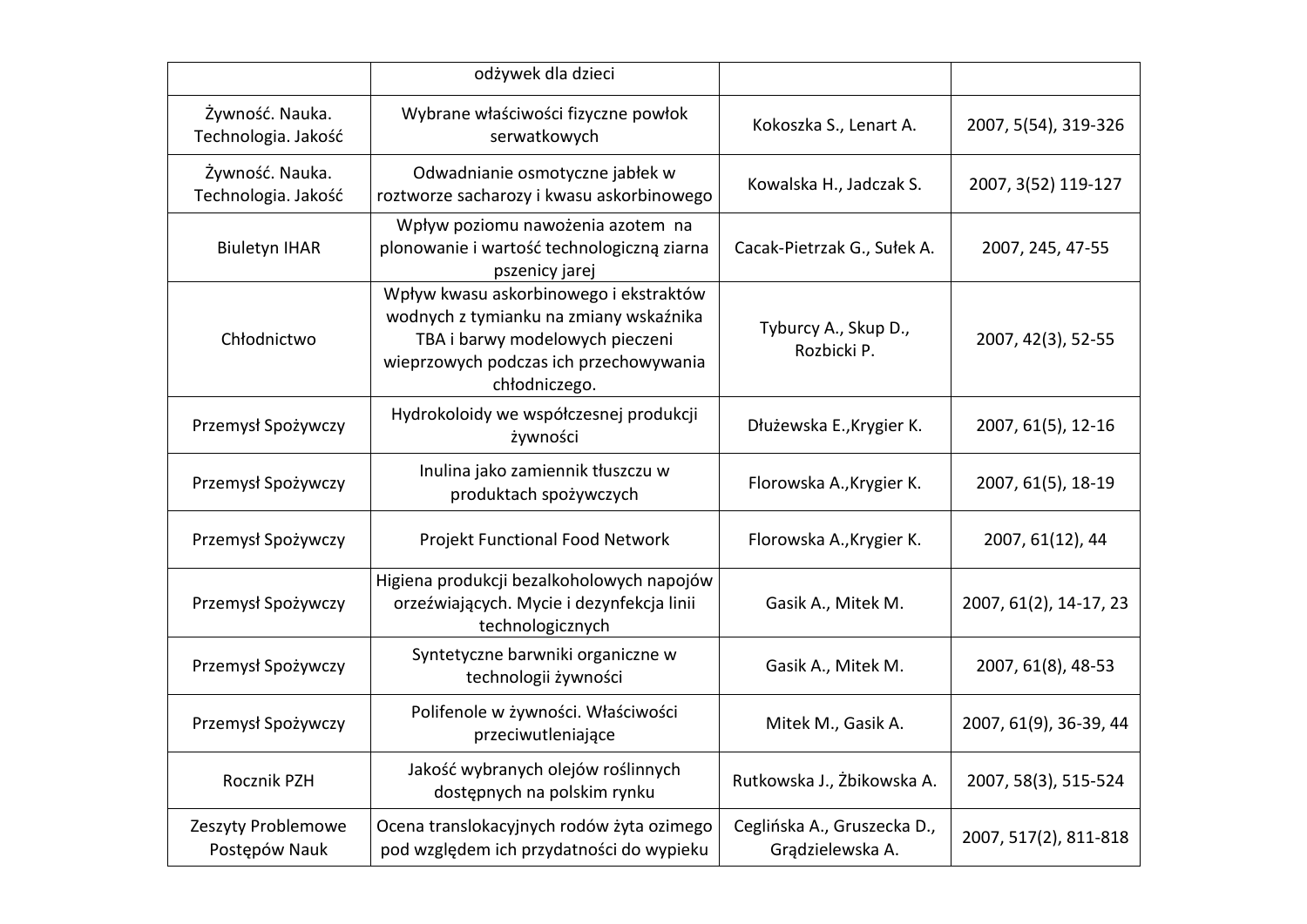| | | | |
|---|---|---|---|
| | odżywek dla dzieci | | |
| Żywność. Nauka. Technologia. Jakość | Wybrane właściwości fizyczne powłok serwatkowych | Kokoszka S., Lenart A. | 2007, 5(54), 319-326 |
| Żywność. Nauka. Technologia. Jakość | Odwadnianie osmotyczne jabłek w roztworze sacharozy i kwasu askorbinowego | Kowalska H., Jadczak S. | 2007, 3(52) 119-127 |
| Biuletyn IHAR | Wpływ poziomu nawożenia azotem na plonowanie i wartość technologiczną ziarna pszenicy jarej | Cacak-Pietrzak G., Sułek A. | 2007, 245, 47-55 |
| Chłodnictwo | Wpływ kwasu askorbinowego i ekstraktów wodnych z tymianku na zmiany wskaźnika TBA i barwy modelowych pieczeni wieprzowych podczas ich przechowywania chłodniczego. | Tyburcy A., Skup D., Rozbicki P. | 2007, 42(3), 52-55 |
| Przemysł Spożywczy | Hydrokoloidy we współczesnej produkcji żywności | Dłużewska E.,Krygier K. | 2007, 61(5), 12-16 |
| Przemysł Spożywczy | Inulina jako zamiennik tłuszczu w produktach spożywczych | Florowska A.,Krygier K. | 2007, 61(5), 18-19 |
| Przemysł Spożywczy | Projekt Functional Food Network | Florowska A.,Krygier K. | 2007, 61(12), 44 |
| Przemysł Spożywczy | Higiena produkcji bezalkoholowych napojów orzeźwiających. Mycie i dezynfekcja linii technologicznych | Gasik A., Mitek M. | 2007, 61(2), 14-17, 23 |
| Przemysł Spożywczy | Syntetyczne barwniki organiczne w technologii żywności | Gasik A., Mitek M. | 2007, 61(8), 48-53 |
| Przemysł Spożywczy | Polifenole w żywności. Właściwości przeciwutleniające | Mitek M., Gasik A. | 2007, 61(9), 36-39, 44 |
| Rocznik PZH | Jakość wybranych olejów roślinnych dostępnych na polskim rynku | Rutkowska J., Żbikowska A. | 2007, 58(3), 515-524 |
| Zeszyty Problemowe Postępów Nauk | Ocena translokacyjnych rodów żyta ozimego pod względem ich przydatności do wypieku | Ceglińska A., Gruszecka D., Grądzielewska A. | 2007, 517(2), 811-818 |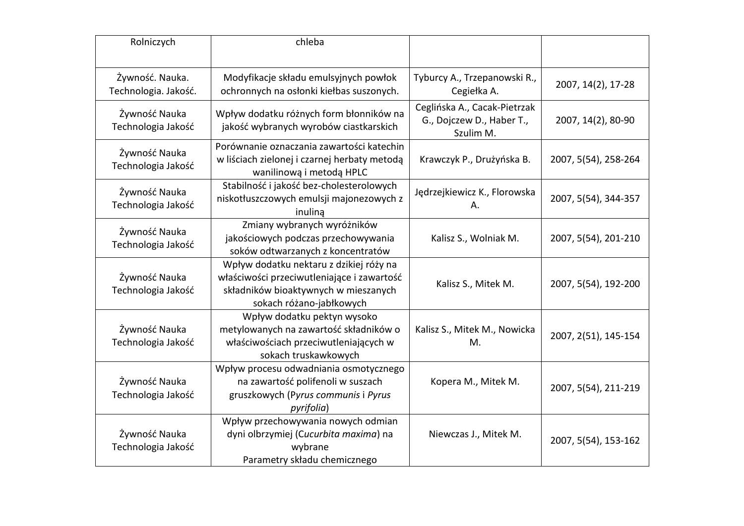| | | | |
|---|---|---|---|
| Rolniczych | chleba | | |
| Żywność. Nauka. Technologia. Jakość. | Modyfikacje składu emulsyjnych powłok ochronnych na osłonki kiełbas suszonych. | Tyburcy A., Trzepanowski R., Cegiełka A. | 2007, 14(2), 17-28 |
| Żywność Nauka Technologia Jakość | Wpływ dodatku różnych form błonników na jakość wybranych wyrobów ciastkarskich | Moceglińska A., Cacak-Pietrzak G., Dojczew D., Haber T., Szulim M. | 2007, 14(2), 80-90 |
| Żywność Nauka Technologia Jakość | Porównanie oznaczania zawartości katechin w liściach zielonej i czarnej herbaty metodą wanilinową i metodą HPLC | Krawczyk P., Drużyńska B. | 2007, 5(54), 258-264 |
| Żywność Nauka Technologia Jakość | Stabilność i jakość bez-cholesterolowych niskotłuszczowych emulsji majonezowych z inuliną | Jędrzejkiewicz K., Florowska A. | 2007, 5(54), 344-357 |
| Żywność Nauka Technologia Jakość | Zmiany wybranych wyróżników jakościowych podczas przechowywania soków odtwarzanych z koncentratów | Kalisz S., Wolniak M. | 2007, 5(54), 201-210 |
| Żywność Nauka Technologia Jakość | Wpływ dodatku nektaru z dzikiej róży na właściwości przeciwutleniające i zawartość składników bioaktywnych w mieszanych sokach różano-jabłkowych | Kalisz S., Mitek M. | 2007, 5(54), 192-200 |
| Żywność Nauka Technologia Jakość | Wpływ dodatku pektyn wysoko metylowanych na zawartość składników o właściwościach przeciwutleniających w sokach truskawkowych | Kalisz S., Mitek M., Nowicka M. | 2007, 2(51), 145-154 |
| Żywność Nauka Technologia Jakość | Wpływ procesu odwadniania osmotycznego na zawartość polifenoli w suszach gruszkowych (P*yrus communis* i *Pyrus pyrifolia*) | Kopera M., Mitek M. | 2007, 5(54), 211-219 |
| Żywność Nauka Technologia Jakość | Wpływ przechowywania nowych odmian dyni olbrzymiej (C*ucurbita maxima*) na wybrane Parametry składu chemicznego | Niewczas J., Mitek M. | 2007, 5(54), 153-162 |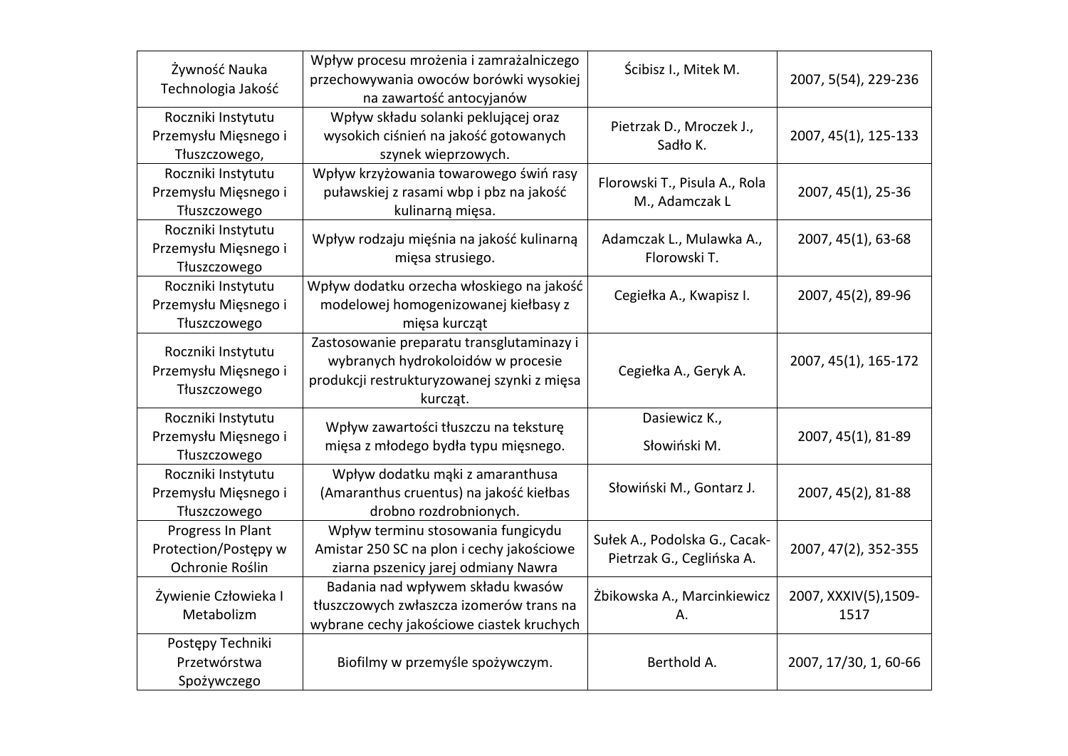| | | | |
|---|---|---|---|
| Żywność Nauka Technologia Jakość | Wpływ procesu mrożenia i zamrażalniczego przechowywania owoców borówki wysokiej na zawartość antocyjanów | Ścibisz I., Mitek M. | 2007, 5(54), 229-236 |
| Roczniki Instytutu Przemysłu Mięsnego i Tłuszczowego, | Wpływ składu solanki peklującej oraz wysokich ciśnień na jakość gotowanych szynek wieprzowych. | Pietrzak D., Mroczek J., Sadło K. | 2007, 45(1), 125-133 |
| Roczniki Instytutu Przemysłu Mięsnego i Tłuszczowego | Wpływ krzyżowania towarowego świń rasy puławskiej z rasami wbp i pbz na jakość kulinarną mięsa. | Florowski T., Pisula A., Rola M., Adamczak L | 2007, 45(1), 25-36 |
| Roczniki Instytutu Przemysłu Mięsnego i Tłuszczowego | Wpływ rodzaju mięśnia na jakość kulinarną mięsa strusiego. | Adamczak L., Mulawka A., Florowski T. | 2007, 45(1), 63-68 |
| Roczniki Instytutu Przemysłu Mięsnego i Tłuszczowego | Wpływ dodatku orzecha włoskiego na jakość modelowej homogenizowanej kiełbasy z mięsa kurcząt | Cegiełka A., Kwapisz I. | 2007, 45(2), 89-96 |
| Roczniki Instytutu Przemysłu Mięsnego i Tłuszczowego | Zastosowanie preparatu transglutaminazy i wybranych hydrokoloidów w procesie produkcji restrukturyzowanej szynki z mięsa kurcząt. | Cegiełka A., Geryk A. | 2007, 45(1), 165-172 |
| Roczniki Instytutu Przemysłu Mięsnego i Tłuszczowego | Wpływ zawartości tłuszczu na teksturę mięsa z młodego bydła typu mięsnego. | Dasiewicz K., Słowiński M. | 2007, 45(1), 81-89 |
| Roczniki Instytutu Przemysłu Mięsnego i Tłuszczowego | Wpływ dodatku mąki z amaranthusa (Amaranthus cruentus) na jakość kiełbas drobno rozdrobnionych. | Słowiński M., Gontarz J. | 2007, 45(2), 81-88 |
| Progress In Plant Protection/Postępy w Ochronie Roślin | Wpływ terminu stosowania fungicydu Amistar 250 SC na plon i cechy jakościowe ziarna pszenicy jarej odmiany Nawra | Sułek A., Podolska G., Cacak-Pietrzak G., Ceglińska A. | 2007, 47(2), 352-355 |
| Żywienie Człowieka I Metabolizm | Badania nad wpływem składu kwasów tłuszczowych zwłaszcza izomerów trans na wybrane cechy jakościowe ciastek kruchych | Żbikowska A., Marcinkiewicz A. | 2007, XXXIV(5),1509-1517 |
| Postępy Techniki Przetwórstwa Spożywczego | Biofilmy w przemyśle spożywczym. | Berthold A. | 2007, 17/30, 1, 60-66 |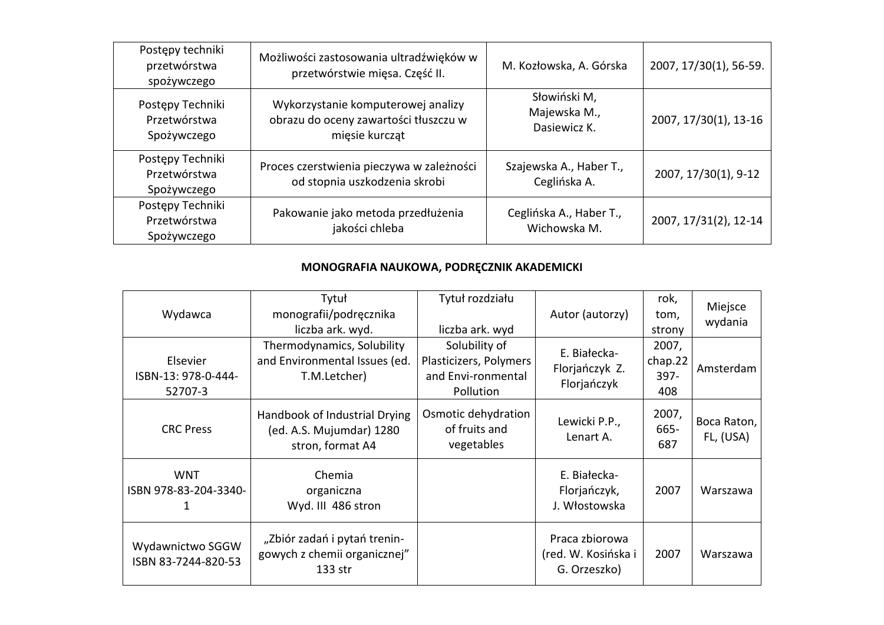| | | | |
|---|---|---|---|
| Postępy techniki przetwórstwa spożywczego | Możliwości zastosowania ultradźwięków w przetwórstwie mięsa. Część II. | M. Kozłowska, A. Górska | 2007, 17/30(1), 56-59. |
| Postępy Techniki Przetwórstwa Spożywczego | Wykorzystanie komputerowej analizy obrazu do oceny zawartości tłuszczu w mięsie kurcząt | Słowiński M, Majewska M., Dasiewicz K. | 2007, 17/30(1), 13-16 |
| Postępy Techniki Przetwórstwa Spożywczego | Proces czerstwienia pieczywa w zależności od stopnia uszkodzenia skrobi | Szajewska A., Haber T., Ceglińska A. | 2007, 17/30(1), 9-12 |
| Postępy Techniki Przetwórstwa Spożywczego | Pakowanie jako metoda przedłużenia jakości chleba | Ceglińska A., Haber T., Wichowska M. | 2007, 17/31(2), 12-14 |

**MONOGRAFIA NAUKOWA, PODRĘCZNIK AKADEMICKI**

| Wydawca | Tytuł monografii/podręcznika liczba ark. wyd. | Tytuł rozdziału liczba ark. wyd | Autor (autorzy) | rok, tom, strony | Miejsce wydania |
|---|---|---|---|---|---|
| Elsevier ISBN-13: 978-0-444-52707-3 | Thermodynamics, Solubility and Environmental Issues (ed. T.M.Letcher) | Solubility of Plasticizers, Polymers and Envi-ronmental Pollution | E. Białecka-Florjańczyk Z. Florjańczyk | 2007, chap.22 397-408 | Amsterdam |
| CRC Press | Handbook of Industrial Drying (ed. A.S. Mujumdar) 1280 stron, format A4 | Osmotic dehydration of fruits and vegetables | Lewicki P.P., Lenart A. | 2007, 665-687 | Boca Raton, FL, (USA) |
| WNT ISBN 978-83-204-3340-1 | Chemia organiczna Wyd. III 486 stron | | E. Białecka-Florjańczyk, J. Włostowska | 2007 | Warszawa |
| Wydawnictwo SGGW ISBN 83-7244-820-53 | „Zbiór zadań i pytań trenin-gowych z chemii organicznej” 133 str | | Praca zbiorowa (red. W. Kosińska i G. Orzeszko) | 2007 | Warszawa |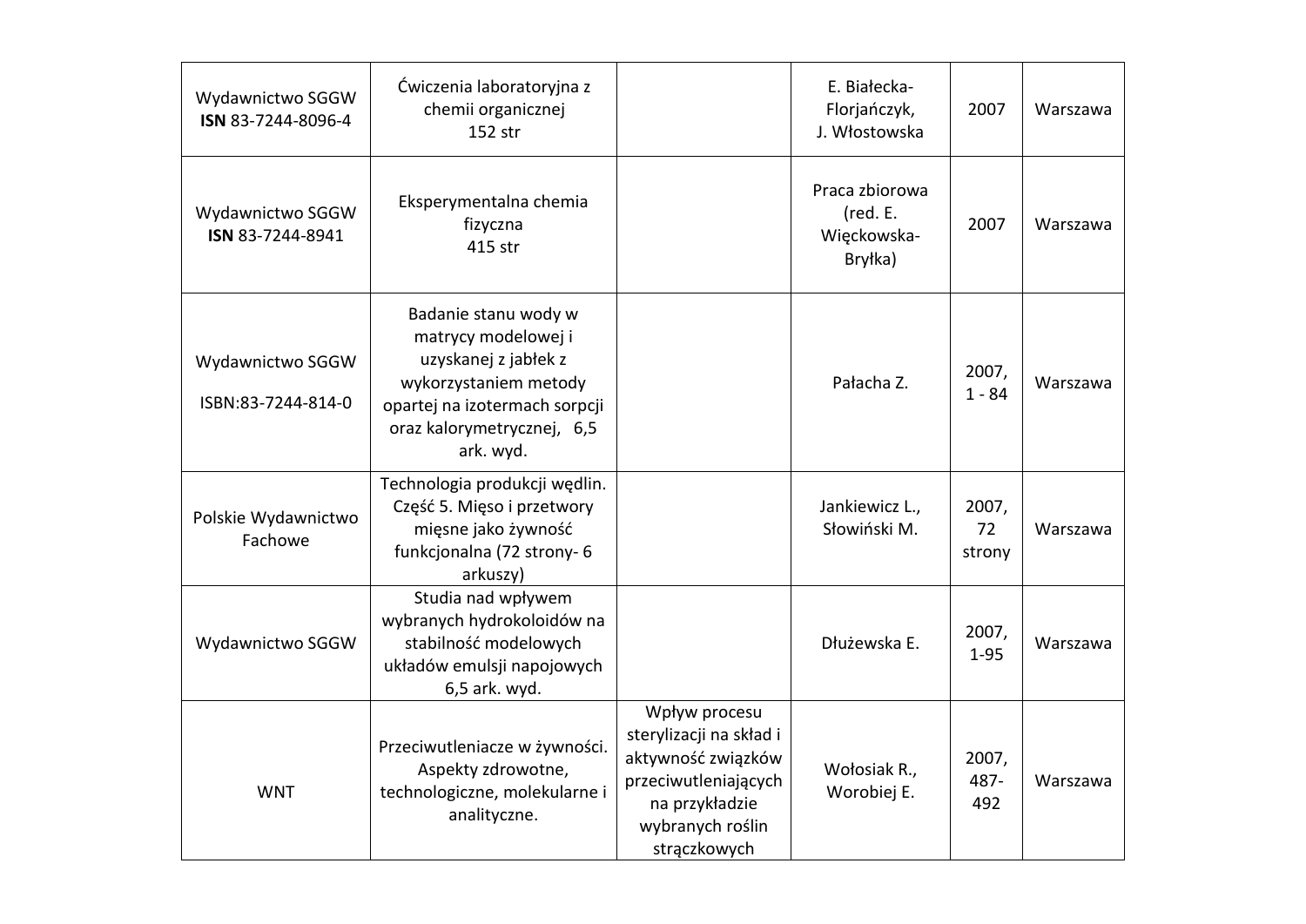| | | | | | |
|---|---|---|---|---|---|
| Wydawnictwo SGGW **ISN** 83-7244-8096-4 | Ćwiczenia laboratoryjna z chemii organicznej 152 str | | E. Białecka-Florjańczyk, J. Włostowska | 2007 | Warszawa |
| Wydawnictwo SGGW **ISN** 83-7244-8941 | Eksperymentalna chemia fizyczna 415 str | | Praca zbiorowa (red. E. Więckowska-Bryłka) | 2007 | Warszawa |
| Wydawnictwo SGGW ISBN:83-7244-814-0 | Badanie stanu wody w matrycy modelowej i uzyskanej z jabłek z wykorzystaniem metody opartej na izotermach sorpcji oraz kalorymetrycznej, 6,5 ark. wyd. | | Pałacha Z. | 2007, 1 - 84 | Warszawa |
| Polskie Wydawnictwo Fachowe | Technologia produkcji wędlin. Część 5. Mięso i przetwory mięsne jako żywność funkcjonalna (72 strony- 6 arkuszy) | | Jankiewicz L., Słowiński M. | 2007, 72 strony | Warszawa |
| Wydawnictwo SGGW | Studia nad wpływem wybranych hydrokoloidów na stabilność modelowych układów emulsji napojowych 6,5 ark. wyd. | | Dłużewska E. | 2007, 1-95 | Warszawa |
| WNT | Przeciwutleniacze w żywności. Aspekty zdrowotne, technologiczne, molekularne i analityczne. | Wpływ procesu sterylizacji na skład i aktywność związków przeciwutleniających na przykładzie wybranych roślin strączkowych | Wołosiak R., Worobiej E. | 2007, 487-492 | Warszawa |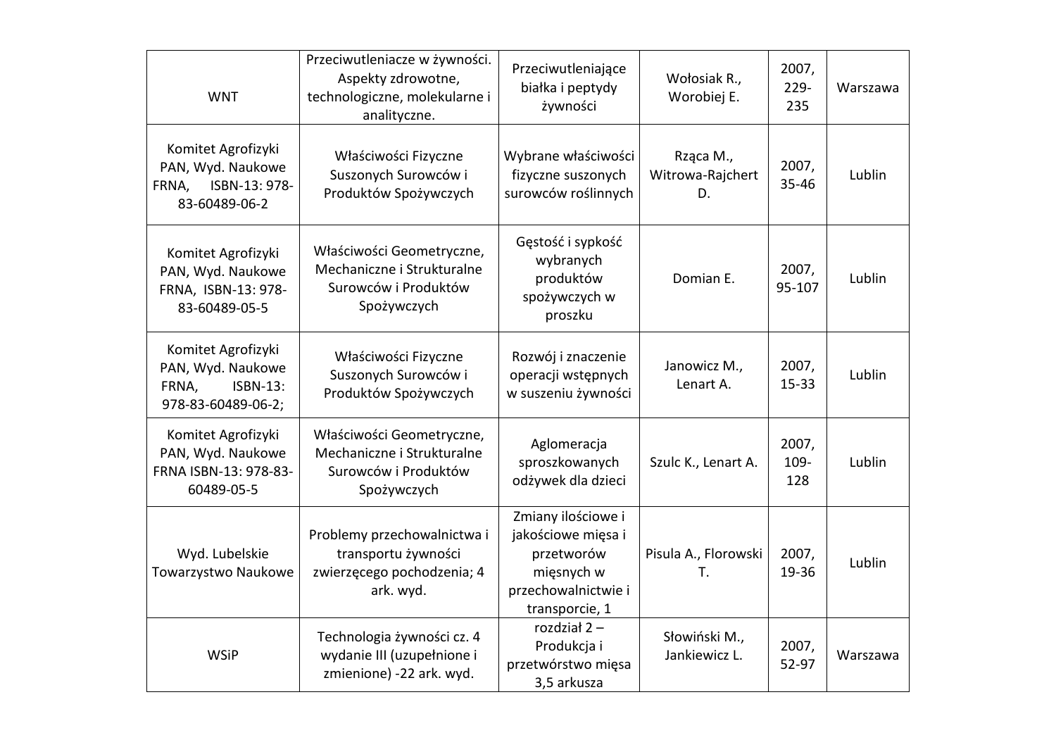| WNT | Przeciwutleniacze w żywności. Aspekty zdrowotne, technologiczne, molekularne i analityczne. | Przeciwutleniające białka i peptydy żywności | Wołosiak R., Worobiej E. | 2007, 229-235 | Warszawa |
|---|---|---|---|---|---|
| Komitet Agrofizyki PAN, Wyd. Naukowe FRNA, ISBN-13: 978-83-60489-06-2 | Właściwości Fizyczne Suszonych Surowców i Produktów Spożywczych | Wybrane właściwości fizyczne suszonych surowców roślinnych | Rząca M., Witrowa-Rajchert D. | 2007, 35-46 | Lublin |
| Komitet Agrofizyki PAN, Wyd. Naukowe FRNA, ISBN-13: 978-83-60489-05-5 | Właściwości Geometryczne, Mechaniczne i Strukturalne Surowców i Produktów Spożywczych | Gęstość i sypkość wybranych produktów spożywczych w proszku | Domian E. | 2007, 95-107 | Lublin |
| Komitet Agrofizyki PAN, Wyd. Naukowe FRNA, ISBN-13: 978-83-60489-06-2; | Właściwości Fizyczne Suszonych Surowców i Produktów Spożywczych | Rozwój i znaczenie operacji wstępnych w suszeniu żywności | Janowicz M., Lenart A. | 2007, 15-33 | Lublin |
| Komitet Agrofizyki PAN, Wyd. Naukowe FRNA ISBN-13: 978-83-60489-05-5 | Właściwości Geometryczne, Mechaniczne i Strukturalne Surowców i Produktów Spożywczych | Aglomeracja sproszkowanych odżywek dla dzieci | Szulc K., Lenart A. | 2007, 109-128 | Lublin |
| Wyd. Lubelskie Towarzystwo Naukowe | Problemy przechowalnictwa i transportu żywności zwierzęcego pochodzenia; 4 ark. wyd. | Zmiany ilościowe i jakościowe mięsa i przetworów mięsnych w przechowalnictwie i transporcie, 1 | Pisula A., Florowski T. | 2007, 19-36 | Lublin |
| WSiP | Technologia żywności cz. 4 wydanie III (uzupełnione i zmienione) -22 ark. wyd. | rozdział 2 – Produkcja i przetwórstwo mięsa 3,5 arkusza | Słowiński M., Jankiewicz L. | 2007, 52-97 | Warszawa |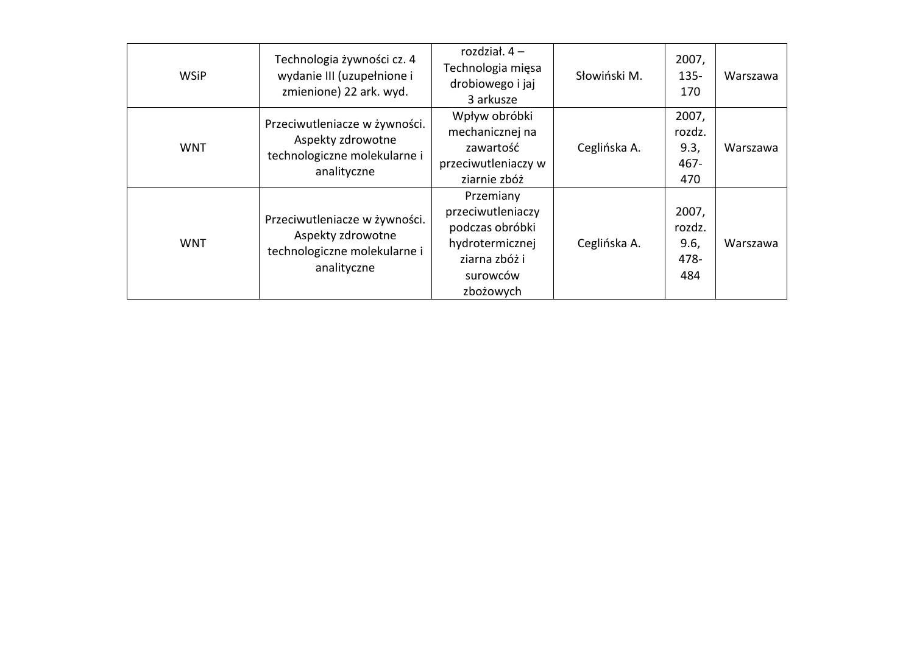| | | | | | |
|---|---|---|---|---|---|
| WSiP | Technologia żywności cz. 4 wydanie III (uzupełnione i zmienione) 22 ark. wyd. | rozdział. 4 – Technologia mięsa drobiowego i jaj 3 arkusze | Słowiński M. | 2007, 135-170 | Warszawa |
| WNT | Przeciwutleniacze w żywności. Aspekty zdrowotne technologiczne molekularne i analityczne | Wpływ obróbki mechanicznej na zawartość przeciwutleniaczy w ziarnie zbóż | Ceglińska A. | 2007, rozdz. 9.3, 467-470 | Warszawa |
| WNT | Przeciwutleniacze w żywności. Aspekty zdrowotne technologiczne molekularne i analityczne | Przemiany przeciwutleniaczy podczas obróbki hydrotermicznej ziarna zbóż i surowców zbożowych | Ceglińska A. | 2007, rozdz. 9.6, 478-484 | Warszawa |